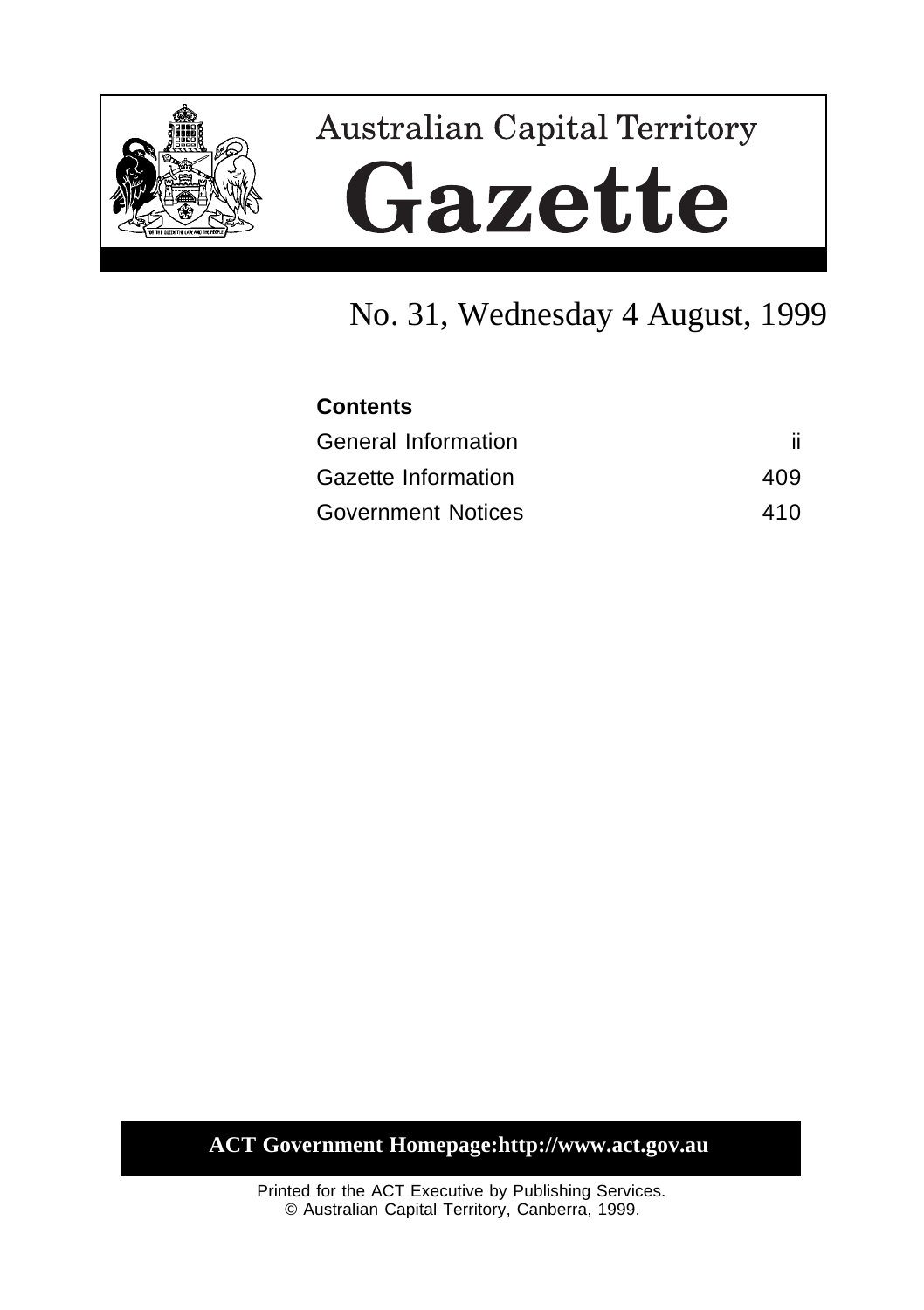# Australian Capital Territory

# Gazette

## No. 31, Wednesday 4 August, 1999

**Contents**

| | |
|---|---|
| General Information | ii |
| Gazette Information | 409 |
| Government Notices | 410 |

**ACT Government Homepage:http://www.act.gov.au**

Printed for the ACT Executive by Publishing Services.
© Australian Capital Territory, Canberra, 1999.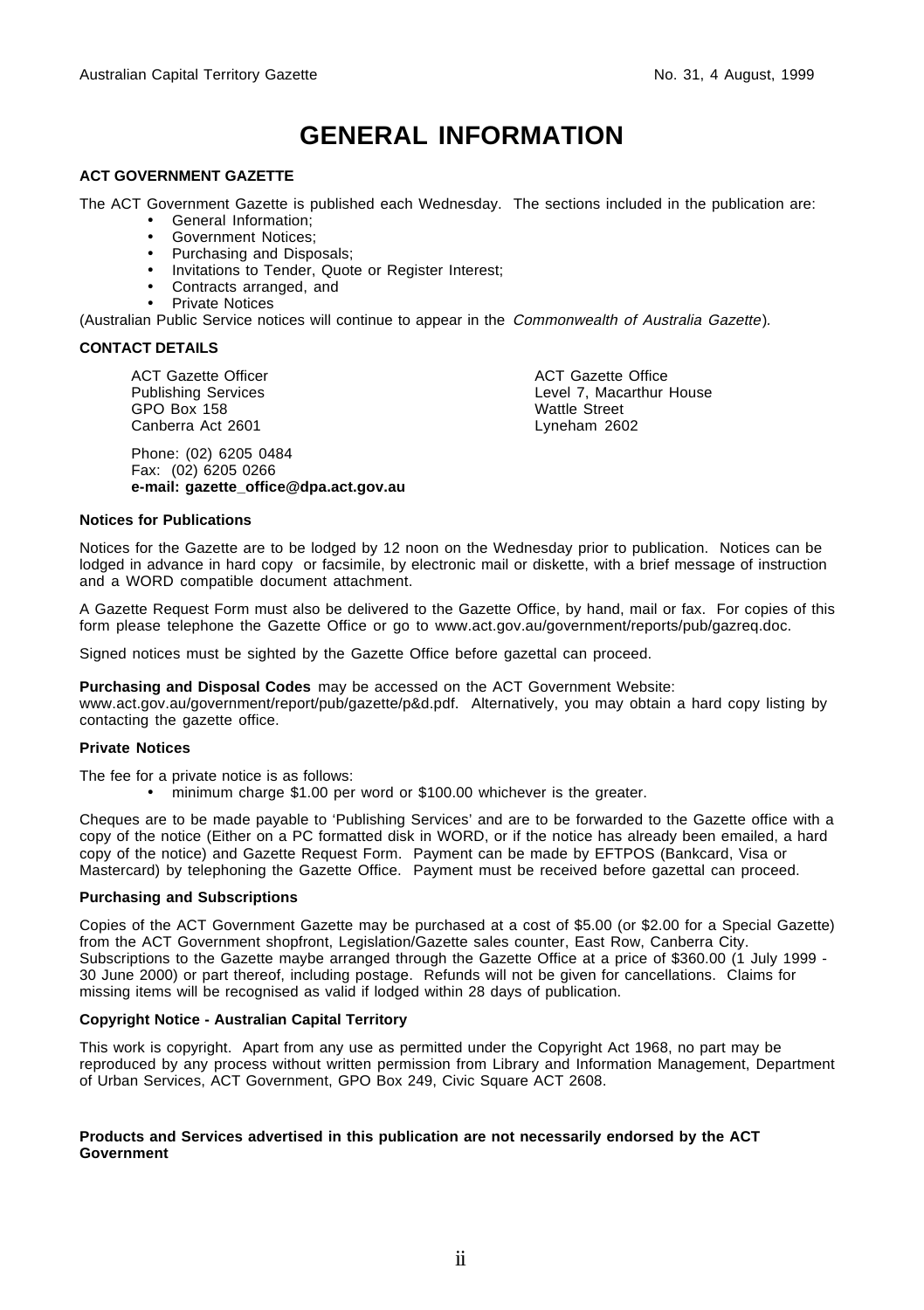# GENERAL INFORMATION

**ACT GOVERNMENT GAZETTE**

The ACT Government Gazette is published each Wednesday. The sections included in the publication are:

- General Information;
- Government Notices;
- Purchasing and Disposals;
- Invitations to Tender, Quote or Register Interest;
- Contracts arranged, and
- Private Notices

(Australian Public Service notices will continue to appear in the *Commonwealth of Australia Gazette*).

**CONTACT DETAILS**

ACT Gazette Officer
Publishing Services
GPO Box 158
Canberra Act 2601

ACT Gazette Office
Level 7, Macarthur House
Wattle Street
Lyneham 2602

Phone: (02) 6205 0484
Fax: (02) 6205 0266
**e-mail: gazette_office@dpa.act.gov.au**

**Notices for Publications**

Notices for the Gazette are to be lodged by 12 noon on the Wednesday prior to publication. Notices can be lodged in advance in hard copy or facsimile, by electronic mail or diskette, with a brief message of instruction and a WORD compatible document attachment.

A Gazette Request Form must also be delivered to the Gazette Office, by hand, mail or fax. For copies of this form please telephone the Gazette Office or go to www.act.gov.au/government/reports/pub/gazreq.doc.

Signed notices must be sighted by the Gazette Office before gazettal can proceed.

**Purchasing and Disposal Codes** may be accessed on the ACT Government Website: www.act.gov.au/government/report/pub/gazette/p&d.pdf. Alternatively, you may obtain a hard copy listing by contacting the gazette office.

**Private Notices**

The fee for a private notice is as follows:

- minimum charge $1.00 per word or $100.00 whichever is the greater.

Cheques are to be made payable to 'Publishing Services' and are to be forwarded to the Gazette office with a copy of the notice (Either on a PC formatted disk in WORD, or if the notice has already been emailed, a hard copy of the notice) and Gazette Request Form. Payment can be made by EFTPOS (Bankcard, Visa or Mastercard) by telephoning the Gazette Office. Payment must be received before gazettal can proceed.

**Purchasing and Subscriptions**

Copies of the ACT Government Gazette may be purchased at a cost of $5.00 (or $2.00 for a Special Gazette) from the ACT Government shopfront, Legislation/Gazette sales counter, East Row, Canberra City. Subscriptions to the Gazette maybe arranged through the Gazette Office at a price of $360.00 (1 July 1999 - 30 June 2000) or part thereof, including postage. Refunds will not be given for cancellations. Claims for missing items will be recognised as valid if lodged within 28 days of publication.

**Copyright Notice - Australian Capital Territory**

This work is copyright. Apart from any use as permitted under the Copyright Act 1968, no part may be reproduced by any process without written permission from Library and Information Management, Department of Urban Services, ACT Government, GPO Box 249, Civic Square ACT 2608.

**Products and Services advertised in this publication are not necessarily endorsed by the ACT Government**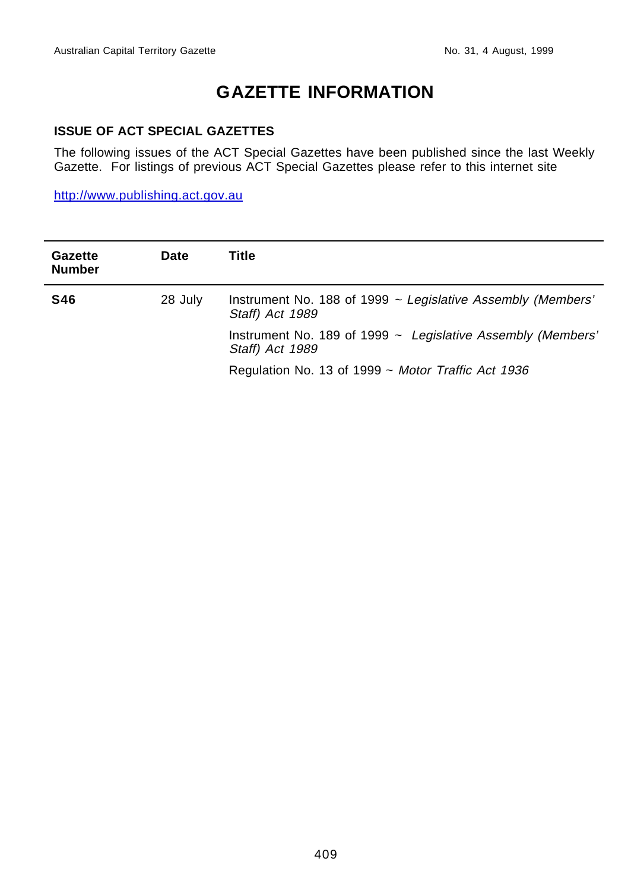# GAZETTE INFORMATION

## ISSUE OF ACT SPECIAL GAZETTES

The following issues of the ACT Special Gazettes have been published since the last Weekly Gazette. For listings of previous ACT Special Gazettes please refer to this internet site

http://www.publishing.act.gov.au

| Gazette Number | Date | Title |
|---|---|---|
| **S46** | 28 July | Instrument No. 188 of 1999 ~ *Legislative Assembly (Members' Staff) Act 1989* |
| | | Instrument No. 189 of 1999 ~ *Legislative Assembly (Members' Staff) Act 1989* |
| | | Regulation No. 13 of 1999 ~ *Motor Traffic Act 1936* |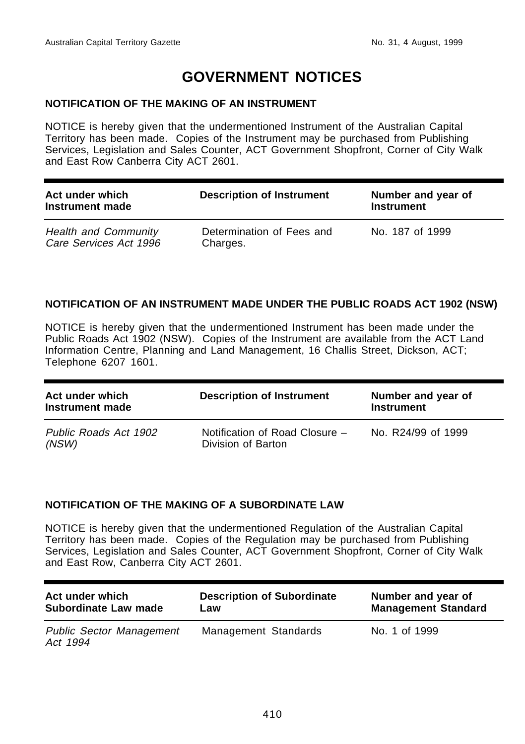# GOVERNMENT NOTICES

### NOTIFICATION OF THE MAKING OF AN INSTRUMENT

NOTICE is hereby given that the undermentioned Instrument of the Australian Capital Territory has been made. Copies of the Instrument may be purchased from Publishing Services, Legislation and Sales Counter, ACT Government Shopfront, Corner of City Walk and East Row Canberra City ACT 2601.

| Act under which Instrument made | Description of Instrument | Number and year of Instrument |
|---|---|---|
| *Health and Community Care Services Act 1996* | Determination of Fees and Charges. | No. 187 of 1999 |

### NOTIFICATION OF AN INSTRUMENT MADE UNDER THE PUBLIC ROADS ACT 1902 (NSW)

NOTICE is hereby given that the undermentioned Instrument has been made under the Public Roads Act 1902 (NSW). Copies of the Instrument are available from the ACT Land Information Centre, Planning and Land Management, 16 Challis Street, Dickson, ACT; Telephone 6207 1601.

| Act under which Instrument made | Description of Instrument | Number and year of Instrument |
|---|---|---|
| *Public Roads Act 1902 (NSW)* | Notification of Road Closure – Division of Barton | No. R24/99 of 1999 |

### NOTIFICATION OF THE MAKING OF A SUBORDINATE LAW

NOTICE is hereby given that the undermentioned Regulation of the Australian Capital Territory has been made. Copies of the Regulation may be purchased from Publishing Services, Legislation and Sales Counter, ACT Government Shopfront, Corner of City Walk and East Row, Canberra City ACT 2601.

| Act under which Subordinate Law made | Description of Subordinate Law | Number and year of Management Standard |
|---|---|---|
| *Public Sector Management Act 1994* | Management Standards | No. 1 of 1999 |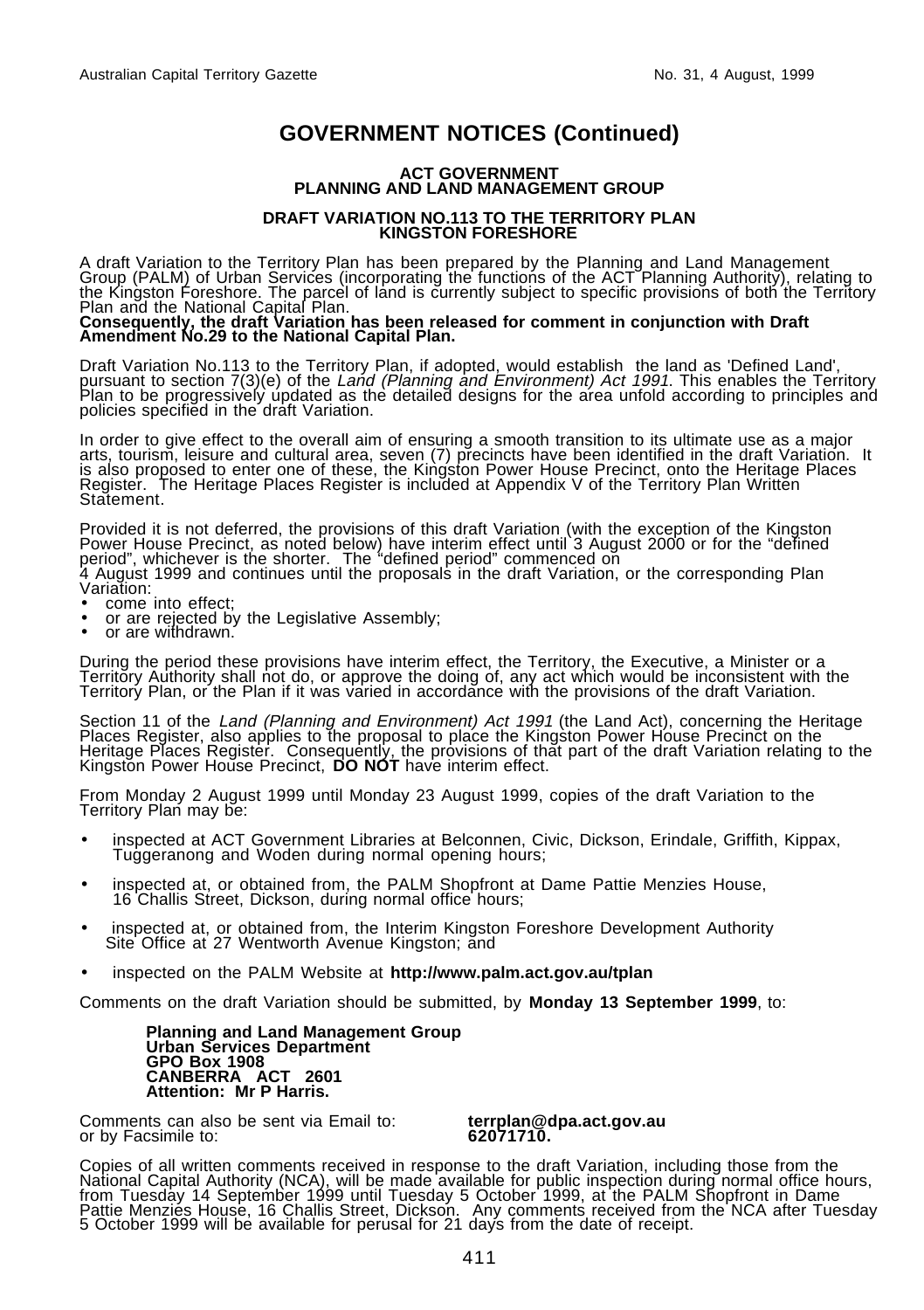# GOVERNMENT NOTICES (Continued)

**ACT GOVERNMENT**
**PLANNING AND LAND MANAGEMENT GROUP**

**DRAFT VARIATION NO.113 TO THE TERRITORY PLAN**
**KINGSTON FORESHORE**

A draft Variation to the Territory Plan has been prepared by the Planning and Land Management Group (PALM) of Urban Services (incorporating the functions of the ACT Planning Authority), relating to the Kingston Foreshore. The parcel of land is currently subject to specific provisions of both the Territory Plan and the National Capital Plan.
**Consequently, the draft Variation has been released for comment in conjunction with Draft Amendment No.29 to the National Capital Plan.**

Draft Variation No.113 to the Territory Plan, if adopted, would establish the land as 'Defined Land', pursuant to section 7(3)(e) of the *Land (Planning and Environment) Act 1991*. This enables the Territory Plan to be progressively updated as the detailed designs for the area unfold according to principles and policies specified in the draft Variation.

In order to give effect to the overall aim of ensuring a smooth transition to its ultimate use as a major arts, tourism, leisure and cultural area, seven (7) precincts have been identified in the draft Variation. It is also proposed to enter one of these, the Kingston Power House Precinct, onto the Heritage Places Register. The Heritage Places Register is included at Appendix V of the Territory Plan Written Statement.

Provided it is not deferred, the provisions of this draft Variation (with the exception of the Kingston Power House Precinct, as noted below) have interim effect until 3 August 2000 or for the "defined period", whichever is the shorter. The "defined period" commenced on
4 August 1999 and continues until the proposals in the draft Variation, or the corresponding Plan Variation:

- come into effect;
- or are rejected by the Legislative Assembly;
- or are withdrawn.

During the period these provisions have interim effect, the Territory, the Executive, a Minister or a Territory Authority shall not do, or approve the doing of, any act which would be inconsistent with the Territory Plan, or the Plan if it was varied in accordance with the provisions of the draft Variation.

Section 11 of the *Land (Planning and Environment) Act 1991* (the Land Act), concerning the Heritage Places Register, also applies to the proposal to place the Kingston Power House Precinct on the Heritage Places Register. Consequently, the provisions of that part of the draft Variation relating to the Kingston Power House Precinct, **DO NOT** have interim effect.

From Monday 2 August 1999 until Monday 23 August 1999, copies of the draft Variation to the Territory Plan may be:

- inspected at ACT Government Libraries at Belconnen, Civic, Dickson, Erindale, Griffith, Kippax, Tuggeranong and Woden during normal opening hours;
- inspected at, or obtained from, the PALM Shopfront at Dame Pattie Menzies House, 16 Challis Street, Dickson, during normal office hours;
- inspected at, or obtained from, the Interim Kingston Foreshore Development Authority Site Office at 27 Wentworth Avenue Kingston; and
- inspected on the PALM Website at **http://www.palm.act.gov.au/tplan**

Comments on the draft Variation should be submitted, by **Monday 13 September 1999**, to:

**Planning and Land Management Group**
**Urban Services Department**
**GPO Box 1908**
**CANBERRA ACT 2601**
**Attention: Mr P Harris.**

Comments can also be sent via Email to: **terrplan@dpa.act.gov.au**
or by Facsimile to: **62071710.**

Copies of all written comments received in response to the draft Variation, including those from the National Capital Authority (NCA), will be made available for public inspection during normal office hours, from Tuesday 14 September 1999 until Tuesday 5 October 1999, at the PALM Shopfront in Dame Pattie Menzies House, 16 Challis Street, Dickson. Any comments received from the NCA after Tuesday 5 October 1999 will be available for perusal for 21 days from the date of receipt.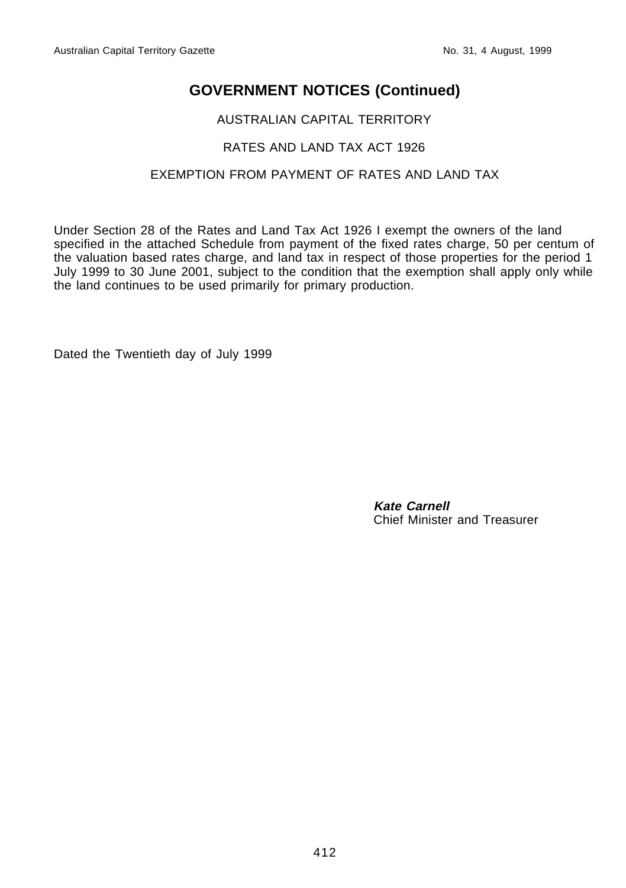## GOVERNMENT NOTICES (Continued)

AUSTRALIAN CAPITAL TERRITORY

RATES AND LAND TAX ACT 1926

EXEMPTION FROM PAYMENT OF RATES AND LAND TAX

Under Section 28 of the Rates and Land Tax Act 1926 I exempt the owners of the land specified in the attached Schedule from payment of the fixed rates charge, 50 per centum of the valuation based rates charge, and land tax in respect of those properties for the period 1 July 1999 to 30 June 2001, subject to the condition that the exemption shall apply only while the land continues to be used primarily for primary production.

Dated the Twentieth day of July 1999

**Kate Carnell**
Chief Minister and Treasurer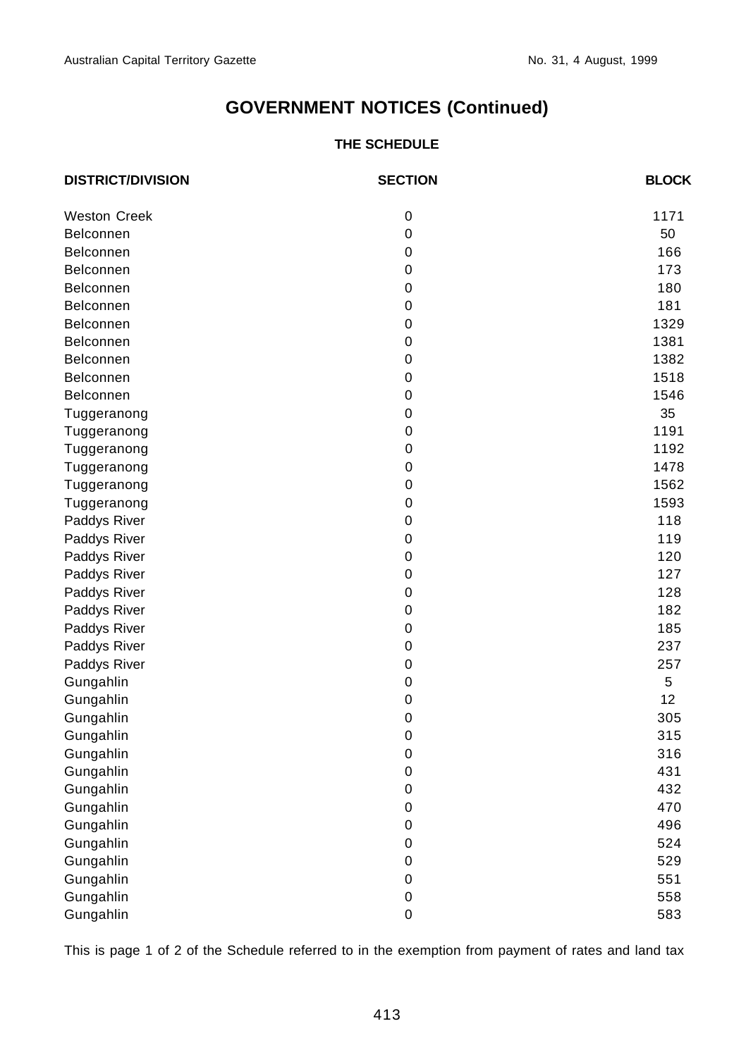## GOVERNMENT NOTICES (Continued)

### THE SCHEDULE

| DISTRICT/DIVISION | SECTION | BLOCK |
| --- | --- | --- |
| Weston Creek | 0 | 1171 |
| Belconnen | 0 | 50 |
| Belconnen | 0 | 166 |
| Belconnen | 0 | 173 |
| Belconnen | 0 | 180 |
| Belconnen | 0 | 181 |
| Belconnen | 0 | 1329 |
| Belconnen | 0 | 1381 |
| Belconnen | 0 | 1382 |
| Belconnen | 0 | 1518 |
| Belconnen | 0 | 1546 |
| Tuggeranong | 0 | 35 |
| Tuggeranong | 0 | 1191 |
| Tuggeranong | 0 | 1192 |
| Tuggeranong | 0 | 1478 |
| Tuggeranong | 0 | 1562 |
| Tuggeranong | 0 | 1593 |
| Paddys River | 0 | 118 |
| Paddys River | 0 | 119 |
| Paddys River | 0 | 120 |
| Paddys River | 0 | 127 |
| Paddys River | 0 | 128 |
| Paddys River | 0 | 182 |
| Paddys River | 0 | 185 |
| Paddys River | 0 | 237 |
| Paddys River | 0 | 257 |
| Gungahlin | 0 | 5 |
| Gungahlin | 0 | 12 |
| Gungahlin | 0 | 305 |
| Gungahlin | 0 | 315 |
| Gungahlin | 0 | 316 |
| Gungahlin | 0 | 431 |
| Gungahlin | 0 | 432 |
| Gungahlin | 0 | 470 |
| Gungahlin | 0 | 496 |
| Gungahlin | 0 | 524 |
| Gungahlin | 0 | 529 |
| Gungahlin | 0 | 551 |
| Gungahlin | 0 | 558 |
| Gungahlin | 0 | 583 |

This is page 1 of 2 of the Schedule referred to in the exemption from payment of rates and land tax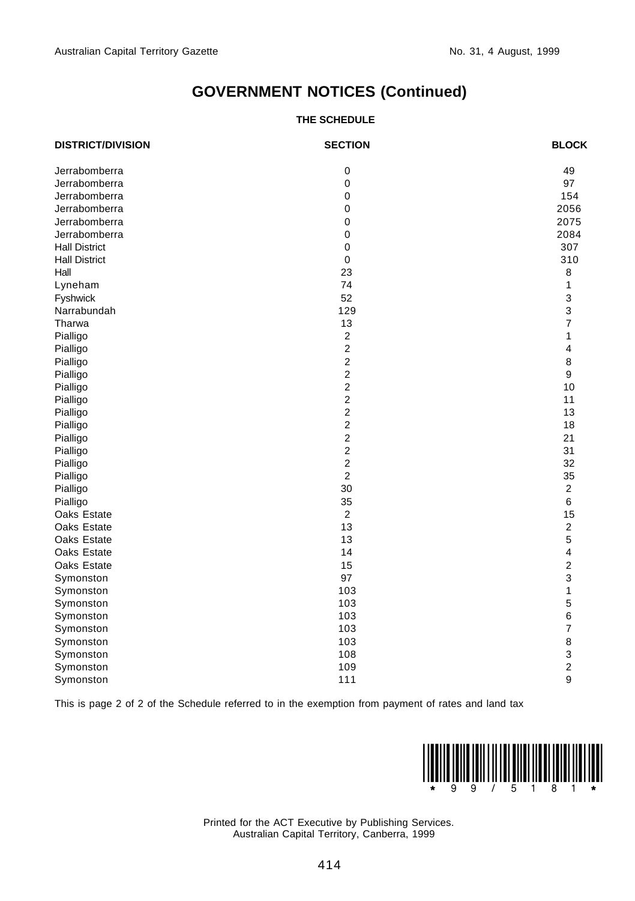# GOVERNMENT NOTICES (Continued)

**THE SCHEDULE**

| DISTRICT/DIVISION | SECTION | BLOCK |
|---|---|---|
| Jerrabomberra | 0 | 49 |
| Jerrabomberra | 0 | 97 |
| Jerrabomberra | 0 | 154 |
| Jerrabomberra | 0 | 2056 |
| Jerrabomberra | 0 | 2075 |
| Jerrabomberra | 0 | 2084 |
| Hall District | 0 | 307 |
| Hall District | 0 | 310 |
| Hall | 23 | 8 |
| Lyneham | 74 | 1 |
| Fyshwick | 52 | 3 |
| Narrabundah | 129 | 3 |
| Tharwa | 13 | 7 |
| Pialligo | 2 | 1 |
| Pialligo | 2 | 4 |
| Pialligo | 2 | 8 |
| Pialligo | 2 | 9 |
| Pialligo | 2 | 10 |
| Pialligo | 2 | 11 |
| Pialligo | 2 | 13 |
| Pialligo | 2 | 18 |
| Pialligo | 2 | 21 |
| Pialligo | 2 | 31 |
| Pialligo | 2 | 32 |
| Pialligo | 2 | 35 |
| Pialligo | 30 | 2 |
| Pialligo | 35 | 6 |
| Oaks Estate | 2 | 15 |
| Oaks Estate | 13 | 2 |
| Oaks Estate | 13 | 5 |
| Oaks Estate | 14 | 4 |
| Oaks Estate | 15 | 2 |
| Symonston | 97 | 3 |
| Symonston | 103 | 1 |
| Symonston | 103 | 5 |
| Symonston | 103 | 6 |
| Symonston | 103 | 7 |
| Symonston | 103 | 8 |
| Symonston | 108 | 3 |
| Symonston | 109 | 2 |
| Symonston | 111 | 9 |

This is page 2 of 2 of the Schedule referred to in the exemption from payment of rates and land tax

\* 9 9 / 5 1 8 1 \*

Printed for the ACT Executive by Publishing Services.
Australian Capital Territory, Canberra, 1999